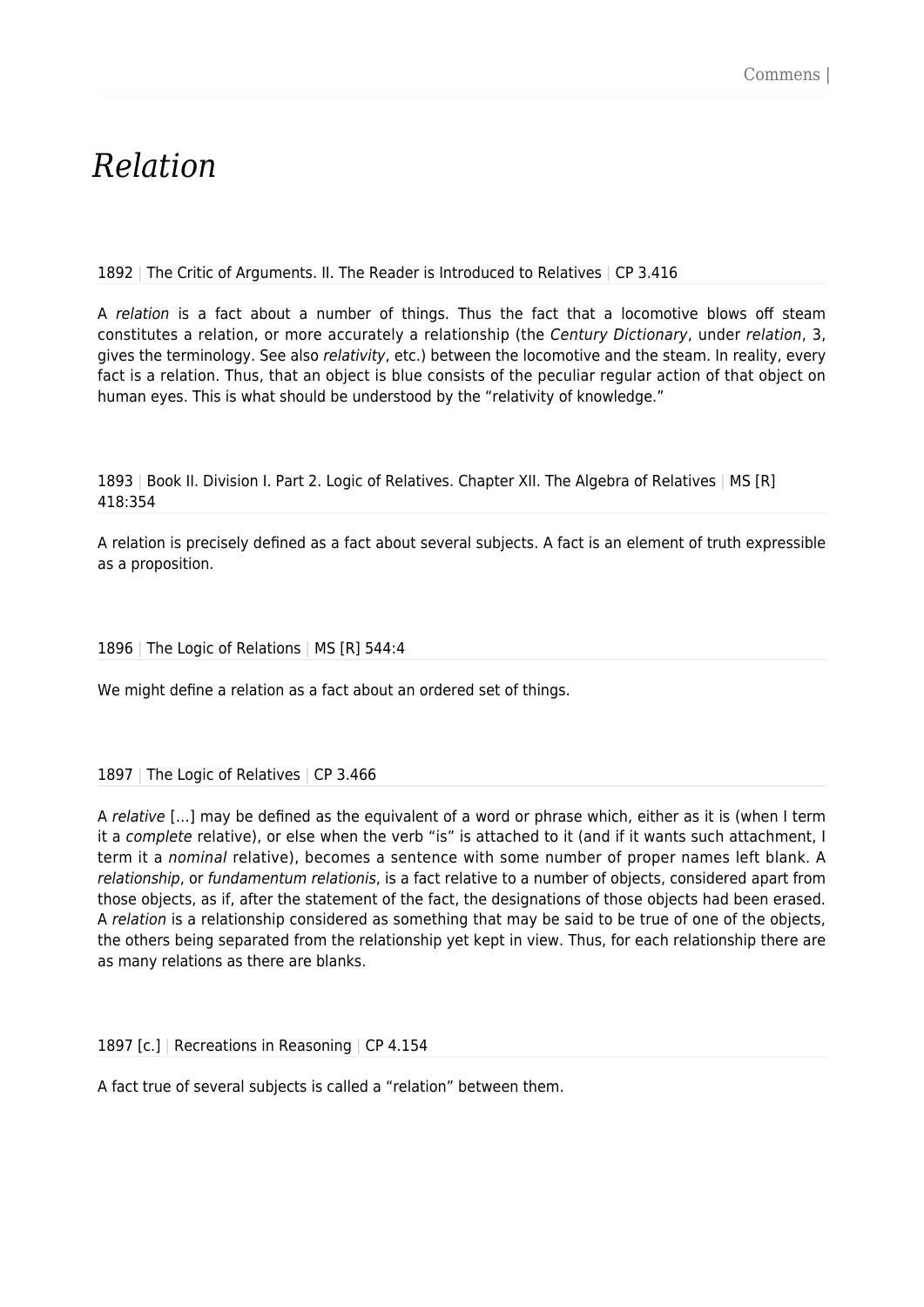# *Relation*

1892 | The Critic of Arguments. II. The Reader is Introduced to Relatives | CP 3.416

A *relation* is a fact about a number of things. Thus the fact that a locomotive blows off steam constitutes a relation, or more accurately a relationship (the *Century Dictionary*, under *relation*, 3, gives the terminology. See also *relativity*, etc.) between the locomotive and the steam. In reality, every fact is a relation. Thus, that an object is blue consists of the peculiar regular action of that object on human eyes. This is what should be understood by the "relativity of knowledge."

1893 | Book II. Division I. Part 2. Logic of Relatives. Chapter XII. The Algebra of Relatives | MS [R] 418:354

A relation is precisely defined as a fact about several subjects. A fact is an element of truth expressible as a proposition.

1896 | The Logic of Relations | MS [R] 544:4

We might define a relation as a fact about an ordered set of things.

1897 | The Logic of Relatives | CP 3.466

A *relative* […] may be defined as the equivalent of a word or phrase which, either as it is (when I term it a *complete* relative), or else when the verb "is" is attached to it (and if it wants such attachment, I term it a *nominal* relative), becomes a sentence with some number of proper names left blank. A *relationship*, or *fundamentum relationis*, is a fact relative to a number of objects, considered apart from those objects, as if, after the statement of the fact, the designations of those objects had been erased. A *relation* is a relationship considered as something that may be said to be true of one of the objects, the others being separated from the relationship yet kept in view. Thus, for each relationship there are as many relations as there are blanks.

1897 [c.] | Recreations in Reasoning | CP 4.154

A fact true of several subjects is called a "relation" between them.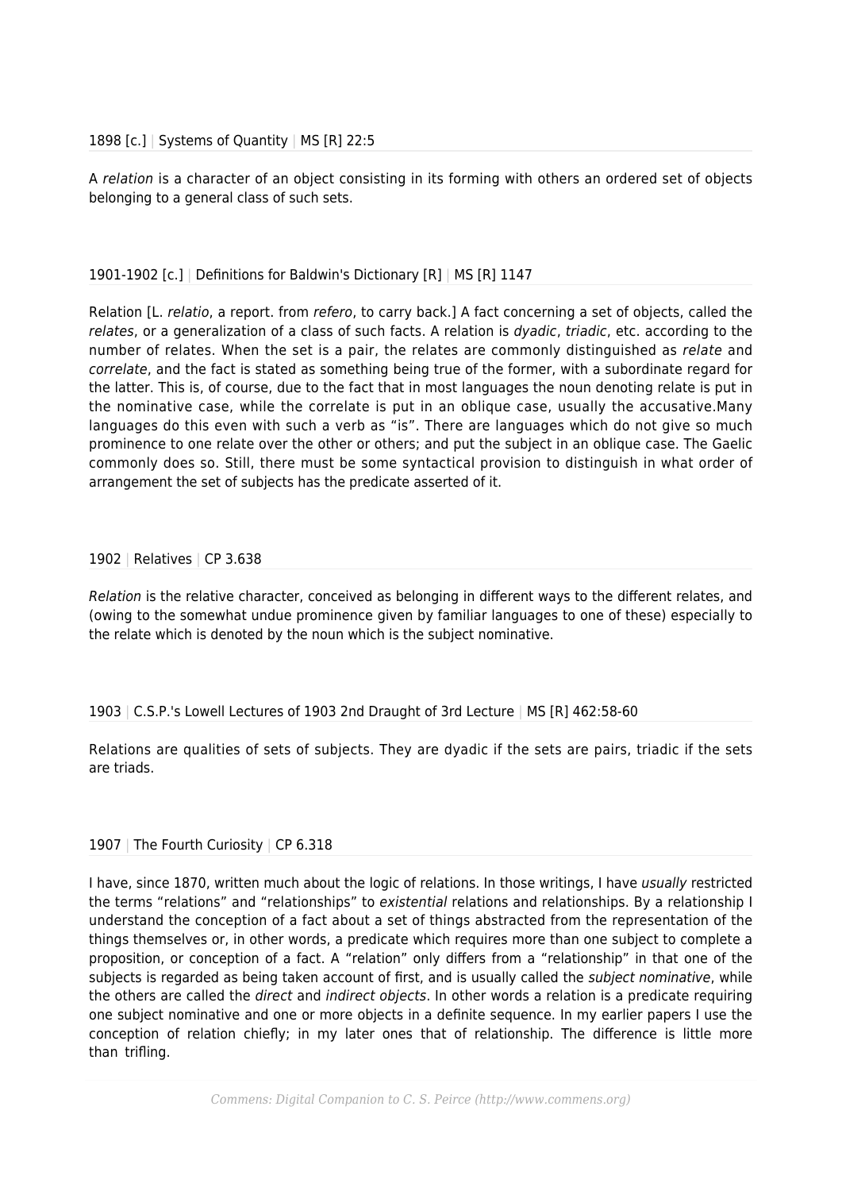1898 [c.] | Systems of Quantity | MS [R] 22:5

A *relation* is a character of an object consisting in its forming with others an ordered set of objects belonging to a general class of such sets.

1901-1902 [c.] | Definitions for Baldwin's Dictionary [R] | MS [R] 1147

Relation [L. *relatio*, a report. from *refero*, to carry back.] A fact concerning a set of objects, called the *relates*, or a generalization of a class of such facts. A relation is *dyadic*, *triadic*, etc. according to the number of relates. When the set is a pair, the relates are commonly distinguished as *relate* and *correlate*, and the fact is stated as something being true of the former, with a subordinate regard for the latter. This is, of course, due to the fact that in most languages the noun denoting relate is put in the nominative case, while the correlate is put in an oblique case, usually the accusative.Many languages do this even with such a verb as "is". There are languages which do not give so much prominence to one relate over the other or others; and put the subject in an oblique case. The Gaelic commonly does so. Still, there must be some syntactical provision to distinguish in what order of arrangement the set of subjects has the predicate asserted of it.

1902 | Relatives | CP 3.638

*Relation* is the relative character, conceived as belonging in different ways to the different relates, and (owing to the somewhat undue prominence given by familiar languages to one of these) especially to the relate which is denoted by the noun which is the subject nominative.

1903 | C.S.P.'s Lowell Lectures of 1903 2nd Draught of 3rd Lecture | MS [R] 462:58-60

Relations are qualities of sets of subjects. They are dyadic if the sets are pairs, triadic if the sets are triads.

1907 | The Fourth Curiosity | CP 6.318

I have, since 1870, written much about the logic of relations. In those writings, I have *usually* restricted the terms "relations" and "relationships" to *existential* relations and relationships. By a relationship I understand the conception of a fact about a set of things abstracted from the representation of the things themselves or, in other words, a predicate which requires more than one subject to complete a proposition, or conception of a fact. A "relation" only differs from a "relationship" in that one of the subjects is regarded as being taken account of first, and is usually called the *subject nominative*, while the others are called the *direct* and *indirect objects*. In other words a relation is a predicate requiring one subject nominative and one or more objects in a definite sequence. In my earlier papers I use the conception of relation chiefly; in my later ones that of relationship. The difference is little more than trifling.